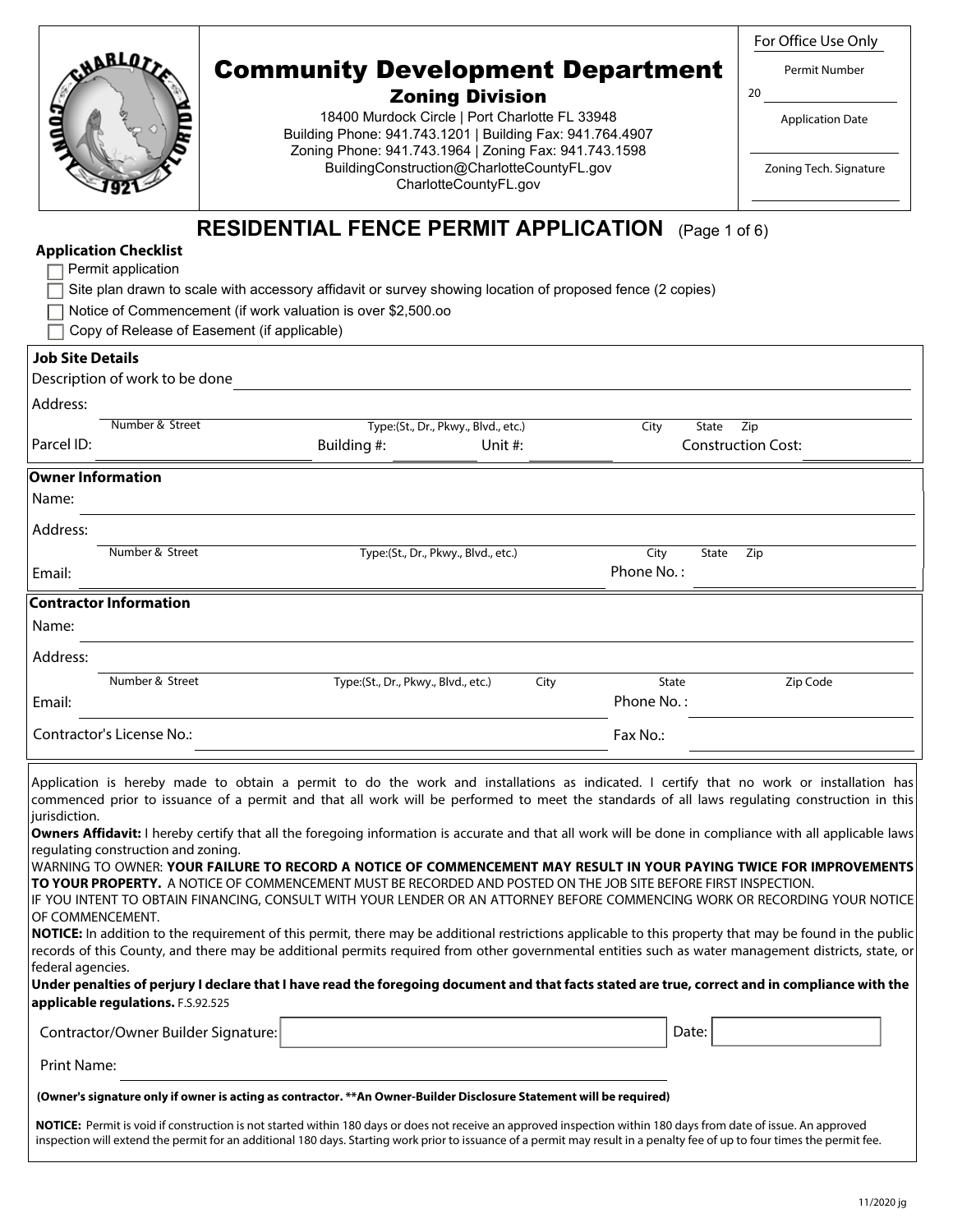# Community Development Department

## Zoning Division

18400 Murdock Circle | Port Charlotte FL 33948
Building Phone: 941.743.1201 | Building Fax: 941.764.4907
Zoning Phone: 941.743.1964 | Zoning Fax: 941.743.1598
BuildingConstruction@CharlotteCountyFL.gov
CharlotteCountyFL.gov

**For Office Use Only**

Permit Number: 20 ____________

Application Date: ____________

Zoning Tech. Signature: ____________

# RESIDENTIAL FENCE PERMIT APPLICATION (Page 1 of 6)

**Application Checklist**

- ☐ Permit application
- ☐ Site plan drawn to scale with accessory affidavit or survey showing location of proposed fence (2 copies)
- ☐ Notice of Commencement (if work valuation is over $2,500.oo
- ☐ Copy of Release of Easement (if applicable)

**Job Site Details**

Description of work to be done ____________

Address: ____________
Number & Street | Type:(St., Dr., Pkwy., Blvd., etc.) | City | State | Zip

Parcel ID: ____________ Building #: ________ Unit #: ________ Construction Cost: ____________

**Owner Information**

Name: ____________

Address: ____________
Number & Street | Type:(St., Dr., Pkwy., Blvd., etc.) | City | State | Zip

Email: ____________ Phone No. : ____________

**Contractor Information**

Name: ____________

Address: ____________
Number & Street | Type:(St., Dr., Pkwy., Blvd., etc.) | City | State | Zip Code

Email: ____________ Phone No. : ____________

Contractor's License No.: ____________ Fax No.: ____________

Application is hereby made to obtain a permit to do the work and installations as indicated. I certify that no work or installation has commenced prior to issuance of a permit and that all work will be performed to meet the standards of all laws regulating construction in this jurisdiction.

**Owners Affidavit:** I hereby certify that all the foregoing information is accurate and that all work will be done in compliance with all applicable laws regulating construction and zoning.

WARNING TO OWNER: **YOUR FAILURE TO RECORD A NOTICE OF COMMENCEMENT MAY RESULT IN YOUR PAYING TWICE FOR IMPROVEMENTS TO YOUR PROPERTY.** A NOTICE OF COMMENCEMENT MUST BE RECORDED AND POSTED ON THE JOB SITE BEFORE FIRST INSPECTION.

IF YOU INTENT TO OBTAIN FINANCING, CONSULT WITH YOUR LENDER OR AN ATTORNEY BEFORE COMMENCING WORK OR RECORDING YOUR NOTICE OF COMMENCEMENT.

**NOTICE:** In addition to the requirement of this permit, there may be additional restrictions applicable to this property that may be found in the public records of this County, and there may be additional permits required from other governmental entities such as water management districts, state, or federal agencies.

**Under penalties of perjury I declare that I have read the foregoing document and that facts stated are true, correct and in compliance with the applicable regulations.** F.S.92.525

Contractor/Owner Builder Signature: ____________ Date: ____________

Print Name: ____________

**(Owner's signature only if owner is acting as contractor. **An Owner-Builder Disclosure Statement will be required)**

**NOTICE:** Permit is void if construction is not started within 180 days or does not receive an approved inspection within 180 days from date of issue. An approved inspection will extend the permit for an additional 180 days. Starting work prior to issuance of a permit may result in a penalty fee of up to four times the permit fee.

11/2020 jg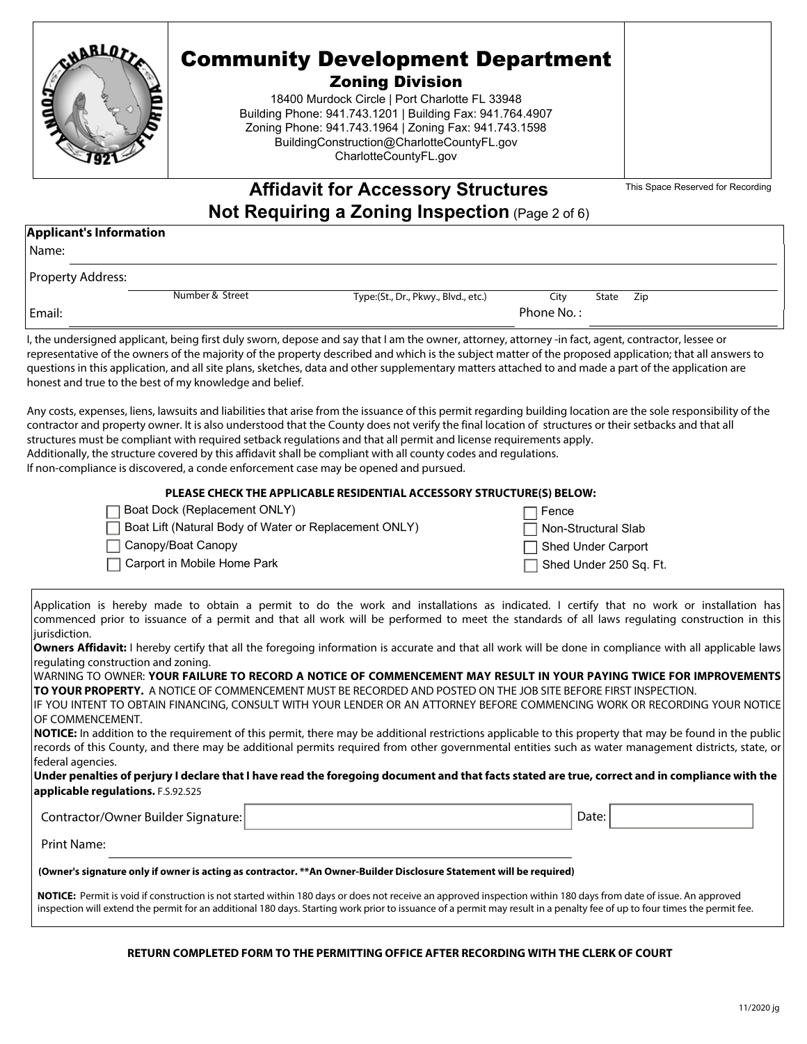# Community Development Department

## Zoning Division

18400 Murdock Circle | Port Charlotte FL 33948
Building Phone: 941.743.1201 | Building Fax: 941.764.4907
Zoning Phone: 941.743.1964 | Zoning Fax: 941.743.1598
BuildingConstruction@CharlotteCountyFL.gov
CharlotteCountyFL.gov

This Space Reserved for Recording

## Affidavit for Accessory Structures Not Requiring a Zoning Inspection (Page 2 of 6)

**Applicant's Information**

Name: ____________________________________________

Property Address: ____________________________________________
Number & Street | Type:(St., Dr., Pkwy., Blvd., etc.) | City | State | Zip

Email: ______________________ Phone No.: ______________________

I, the undersigned applicant, being first duly sworn, depose and say that I am the owner, attorney, attorney -in fact, agent, contractor, lessee or representative of the owners of the majority of the property described and which is the subject matter of the proposed application; that all answers to questions in this application, and all site plans, sketches, data and other supplementary matters attached to and made a part of the application are honest and true to the best of my knowledge and belief.

Any costs, expenses, liens, lawsuits and liabilities that arise from the issuance of this permit regarding building location are the sole responsibility of the contractor and property owner. It is also understood that the County does not verify the final location of structures or their setbacks and that all structures must be compliant with required setback regulations and that all permit and license requirements apply.
Additionally, the structure covered by this affidavit shall be compliant with all county codes and regulations.
If non-compliance is discovered, a conde enforcement case may be opened and pursued.

**PLEASE CHECK THE APPLICABLE RESIDENTIAL ACCESSORY STRUCTURE(S) BELOW:**

- ☐ Boat Dock (Replacement ONLY)
- ☐ Boat Lift (Natural Body of Water or Replacement ONLY)
- ☐ Canopy/Boat Canopy
- ☐ Carport in Mobile Home Park
- ☐ Fence
- ☐ Non-Structural Slab
- ☐ Shed Under Carport
- ☐ Shed Under 250 Sq. Ft.

Application is hereby made to obtain a permit to do the work and installations as indicated. I certify that no work or installation has commenced prior to issuance of a permit and that all work will be performed to meet the standards of all laws regulating construction in this jurisdiction.

**Owners Affidavit:** I hereby certify that all the foregoing information is accurate and that all work will be done in compliance with all applicable laws regulating construction and zoning.

WARNING TO OWNER: **YOUR FAILURE TO RECORD A NOTICE OF COMMENCEMENT MAY RESULT IN YOUR PAYING TWICE FOR IMPROVEMENTS TO YOUR PROPERTY.** A NOTICE OF COMMENCEMENT MUST BE RECORDED AND POSTED ON THE JOB SITE BEFORE FIRST INSPECTION.

IF YOU INTENT TO OBTAIN FINANCING, CONSULT WITH YOUR LENDER OR AN ATTORNEY BEFORE COMMENCING WORK OR RECORDING YOUR NOTICE OF COMMENCEMENT.

**NOTICE:** In addition to the requirement of this permit, there may be additional restrictions applicable to this property that may be found in the public records of this County, and there may be additional permits required from other governmental entities such as water management districts, state, or federal agencies.

**Under penalties of perjury I declare that I have read the foregoing document and that facts stated are true, correct and in compliance with the applicable regulations.** F.S.92.525

Contractor/Owner Builder Signature: ______________________ Date: ____________

Print Name: ____________________________________________

**(Owner's signature only if owner is acting as contractor. **An Owner-Builder Disclosure Statement will be required)**

**NOTICE:** Permit is void if construction is not started within 180 days or does not receive an approved inspection within 180 days from date of issue. An approved inspection will extend the permit for an additional 180 days. Starting work prior to issuance of a permit may result in a penalty fee of up to four times the permit fee.

**RETURN COMPLETED FORM TO THE PERMITTING OFFICE AFTER RECORDING WITH THE CLERK OF COURT**

11/2020 jg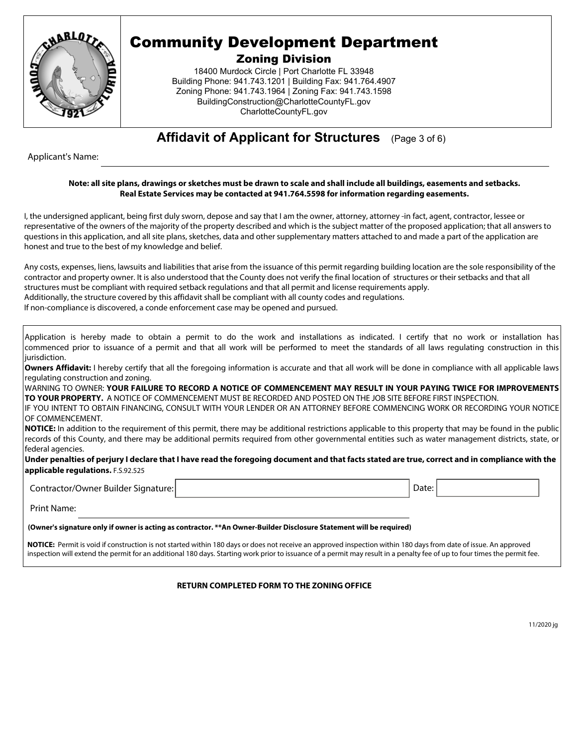# Community Development Department

## Zoning Division

18400 Murdock Circle | Port Charlotte FL 33948
Building Phone: 941.743.1201 | Building Fax: 941.764.4907
Zoning Phone: 941.743.1964 | Zoning Fax: 941.743.1598
BuildingConstruction@CharlotteCountyFL.gov
CharlotteCountyFL.gov

## Affidavit of Applicant for Structures (Page 3 of 6)

Applicant's Name: ______________________________

**Note: all site plans, drawings or sketches must be drawn to scale and shall include all buildings, easements and setbacks. Real Estate Services may be contacted at 941.764.5598 for information regarding easements.**

I, the undersigned applicant, being first duly sworn, depose and say that I am the owner, attorney, attorney -in fact, agent, contractor, lessee or representative of the owners of the majority of the property described and which is the subject matter of the proposed application; that all answers to questions in this application, and all site plans, sketches, data and other supplementary matters attached to and made a part of the application are honest and true to the best of my knowledge and belief.

Any costs, expenses, liens, lawsuits and liabilities that arise from the issuance of this permit regarding building location are the sole responsibility of the contractor and property owner. It is also understood that the County does not verify the final location of structures or their setbacks and that all structures must be compliant with required setback regulations and that all permit and license requirements apply.
Additionally, the structure covered by this affidavit shall be compliant with all county codes and regulations.
If non-compliance is discovered, a conde enforcement case may be opened and pursued.

Application is hereby made to obtain a permit to do the work and installations as indicated. I certify that no work or installation has commenced prior to issuance of a permit and that all work will be performed to meet the standards of all laws regulating construction in this jurisdiction.

**Owners Affidavit:** I hereby certify that all the foregoing information is accurate and that all work will be done in compliance with all applicable laws regulating construction and zoning.

WARNING TO OWNER: **YOUR FAILURE TO RECORD A NOTICE OF COMMENCEMENT MAY RESULT IN YOUR PAYING TWICE FOR IMPROVEMENTS TO YOUR PROPERTY.** A NOTICE OF COMMENCEMENT MUST BE RECORDED AND POSTED ON THE JOB SITE BEFORE FIRST INSPECTION.

IF YOU INTENT TO OBTAIN FINANCING, CONSULT WITH YOUR LENDER OR AN ATTORNEY BEFORE COMMENCING WORK OR RECORDING YOUR NOTICE OF COMMENCEMENT.

**NOTICE:** In addition to the requirement of this permit, there may be additional restrictions applicable to this property that may be found in the public records of this County, and there may be additional permits required from other governmental entities such as water management districts, state, or federal agencies.

**Under penalties of perjury I declare that I have read the foregoing document and that facts stated are true, correct and in compliance with the applicable regulations.** F.S.92.525

Contractor/Owner Builder Signature: ______________________________ Date: ____________

Print Name: ______________________________

**(Owner's signature only if owner is acting as contractor. **An Owner-Builder Disclosure Statement will be required)**

**NOTICE:** Permit is void if construction is not started within 180 days or does not receive an approved inspection within 180 days from date of issue. An approved inspection will extend the permit for an additional 180 days. Starting work prior to issuance of a permit may result in a penalty fee of up to four times the permit fee.

**RETURN COMPLETED FORM TO THE ZONING OFFICE**

11/2020 jg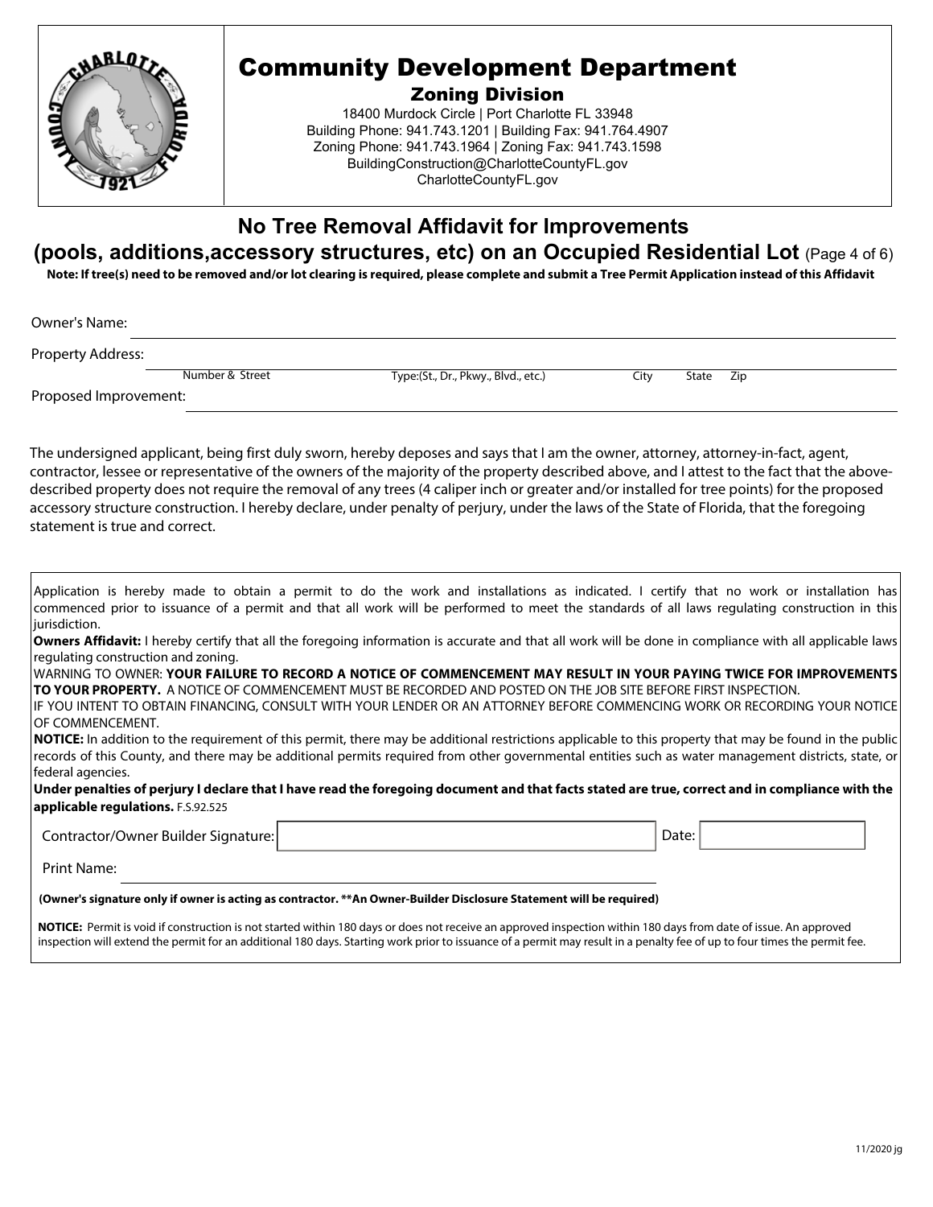# Community Development Department

## Zoning Division

18400 Murdock Circle | Port Charlotte FL 33948
Building Phone: 941.743.1201 | Building Fax: 941.764.4907
Zoning Phone: 941.743.1964 | Zoning Fax: 941.743.1598
BuildingConstruction@CharlotteCountyFL.gov
CharlotteCountyFL.gov

## No Tree Removal Affidavit for Improvements (pools, additions,accessory structures, etc) on an Occupied Residential Lot (Page 4 of 6)

**Note: If tree(s) need to be removed and/or lot clearing is required, please complete and submit a Tree Permit Application instead of this Affidavit**

Owner's Name: ______________________________________________

Property Address: ______________________________________________
Number & Street | Type:(St., Dr., Pkwy., Blvd., etc.) | City | State | Zip

Proposed Improvement: ______________________________________________

The undersigned applicant, being first duly sworn, hereby deposes and says that I am the owner, attorney, attorney-in-fact, agent, contractor, lessee or representative of the owners of the majority of the property described above, and I attest to the fact that the above-described property does not require the removal of any trees (4 caliper inch or greater and/or installed for tree points) for the proposed accessory structure construction. I hereby declare, under penalty of perjury, under the laws of the State of Florida, that the foregoing statement is true and correct.

Application is hereby made to obtain a permit to do the work and installations as indicated. I certify that no work or installation has commenced prior to issuance of a permit and that all work will be performed to meet the standards of all laws regulating construction in this jurisdiction.

**Owners Affidavit:** I hereby certify that all the foregoing information is accurate and that all work will be done in compliance with all applicable laws regulating construction and zoning.

WARNING TO OWNER: **YOUR FAILURE TO RECORD A NOTICE OF COMMENCEMENT MAY RESULT IN YOUR PAYING TWICE FOR IMPROVEMENTS TO YOUR PROPERTY.** A NOTICE OF COMMENCEMENT MUST BE RECORDED AND POSTED ON THE JOB SITE BEFORE FIRST INSPECTION.

IF YOU INTENT TO OBTAIN FINANCING, CONSULT WITH YOUR LENDER OR AN ATTORNEY BEFORE COMMENCING WORK OR RECORDING YOUR NOTICE OF COMMENCEMENT.

**NOTICE:** In addition to the requirement of this permit, there may be additional restrictions applicable to this property that may be found in the public records of this County, and there may be additional permits required from other governmental entities such as water management districts, state, or federal agencies.

**Under penalties of perjury I declare that I have read the foregoing document and that facts stated are true, correct and in compliance with the applicable regulations.** F.S.92.525

Contractor/Owner Builder Signature: ______________________ Date: ______________

Print Name: ______________________________________________

**(Owner's signature only if owner is acting as contractor. \*\*An Owner-Builder Disclosure Statement will be required)**

**NOTICE:** Permit is void if construction is not started within 180 days or does not receive an approved inspection within 180 days from date of issue. An approved inspection will extend the permit for an additional 180 days. Starting work prior to issuance of a permit may result in a penalty fee of up to four times the permit fee.

11/2020 jg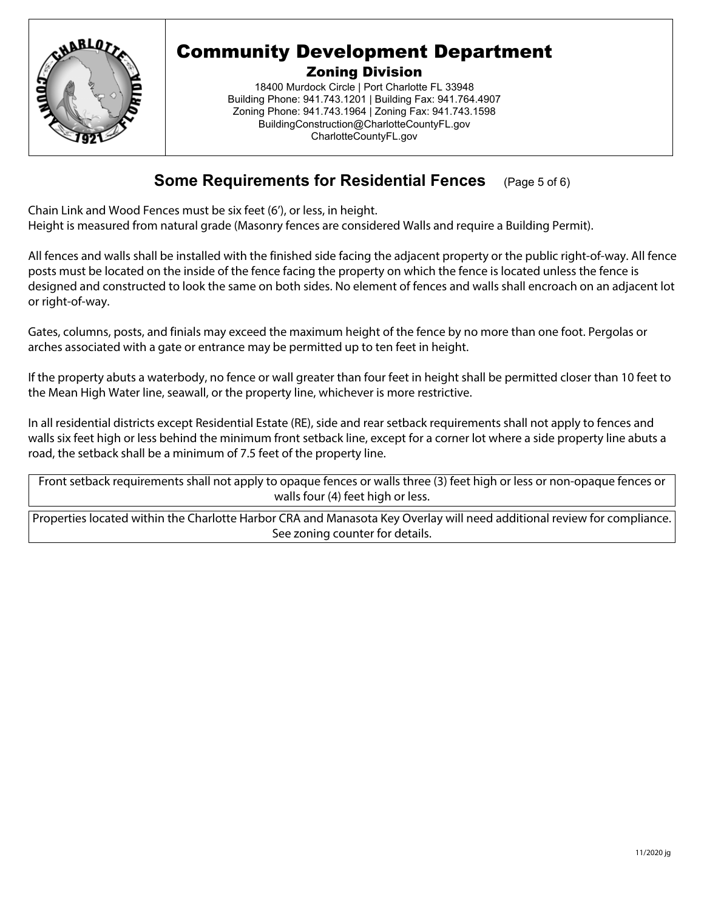# Community Development Department

## Zoning Division

18400 Murdock Circle | Port Charlotte FL 33948
Building Phone: 941.743.1201 | Building Fax: 941.764.4907
Zoning Phone: 941.743.1964 | Zoning Fax: 941.743.1598
BuildingConstruction@CharlotteCountyFL.gov
CharlotteCountyFL.gov

## Some Requirements for Residential Fences (Page 5 of 6)

Chain Link and Wood Fences must be six feet (6'), or less, in height.
Height is measured from natural grade (Masonry fences are considered Walls and require a Building Permit).

All fences and walls shall be installed with the finished side facing the adjacent property or the public right-of-way. All fence posts must be located on the inside of the fence facing the property on which the fence is located unless the fence is designed and constructed to look the same on both sides. No element of fences and walls shall encroach on an adjacent lot or right-of-way.

Gates, columns, posts, and finials may exceed the maximum height of the fence by no more than one foot. Pergolas or arches associated with a gate or entrance may be permitted up to ten feet in height.

If the property abuts a waterbody, no fence or wall greater than four feet in height shall be permitted closer than 10 feet to the Mean High Water line, seawall, or the property line, whichever is more restrictive.

In all residential districts except Residential Estate (RE), side and rear setback requirements shall not apply to fences and walls six feet high or less behind the minimum front setback line, except for a corner lot where a side property line abuts a road, the setback shall be a minimum of 7.5 feet of the property line.

Front setback requirements shall not apply to opaque fences or walls three (3) feet high or less or non-opaque fences or walls four (4) feet high or less.

Properties located within the Charlotte Harbor CRA and Manasota Key Overlay will need additional review for compliance. See zoning counter for details.

11/2020 jg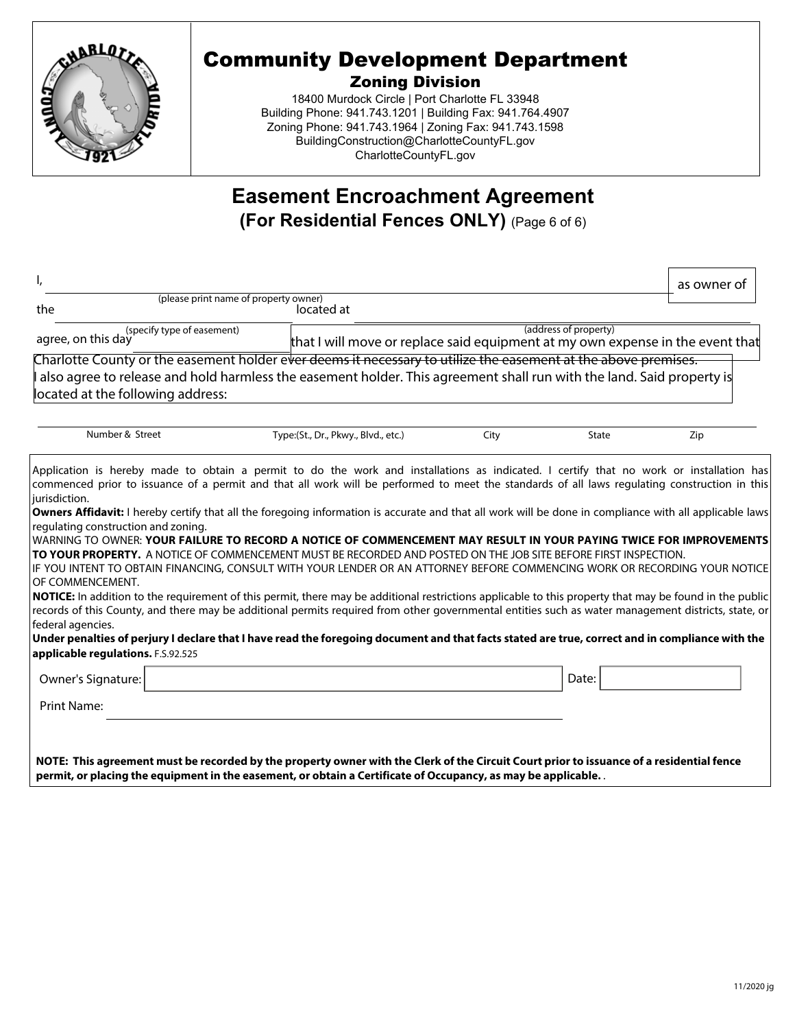# Community Development Department

## Zoning Division

18400 Murdock Circle | Port Charlotte FL 33948
Building Phone: 941.743.1201 | Building Fax: 941.764.4907
Zoning Phone: 941.743.1964 | Zoning Fax: 941.743.1598
BuildingConstruction@CharlotteCountyFL.gov
CharlotteCountyFL.gov

# Easement Encroachment Agreement

## (For Residential Fences ONLY) (Page 6 of 6)

I, ______________________________________________ as owner of
(please print name of property owner)

the ______________________ located at ______________________________________
(specify type of easement) (address of property)

agree, on this day ______________ that I will move or replace said equipment at my own expense in the event that Charlotte County or the easement holder ever deems it necessary to utilize the easement at the above premises. I also agree to release and hold harmless the easement holder. This agreement shall run with the land. Said property is located at the following address:

______________________________________________________________________________

Number & Street | Type:(St., Dr., Pkwy., Blvd., etc.) | City | State | Zip

Application is hereby made to obtain a permit to do the work and installations as indicated. I certify that no work or installation has commenced prior to issuance of a permit and that all work will be performed to meet the standards of all laws regulating construction in this jurisdiction.

**Owners Affidavit:** I hereby certify that all the foregoing information is accurate and that all work will be done in compliance with all applicable laws regulating construction and zoning.

WARNING TO OWNER: **YOUR FAILURE TO RECORD A NOTICE OF COMMENCEMENT MAY RESULT IN YOUR PAYING TWICE FOR IMPROVEMENTS TO YOUR PROPERTY.** A NOTICE OF COMMENCEMENT MUST BE RECORDED AND POSTED ON THE JOB SITE BEFORE FIRST INSPECTION.

IF YOU INTENT TO OBTAIN FINANCING, CONSULT WITH YOUR LENDER OR AN ATTORNEY BEFORE COMMENCING WORK OR RECORDING YOUR NOTICE OF COMMENCEMENT.

**NOTICE:** In addition to the requirement of this permit, there may be additional restrictions applicable to this property that may be found in the public records of this County, and there may be additional permits required from other governmental entities such as water management districts, state, or federal agencies.

**Under penalties of perjury I declare that I have read the foregoing document and that facts stated are true, correct and in compliance with the applicable regulations.** F.S.92.525

Owner's Signature: ______________________________ Date: ______________

Print Name: ______________________________

**NOTE: This agreement must be recorded by the property owner with the Clerk of the Circuit Court prior to issuance of a residential fence permit, or placing the equipment in the easement, or obtain a Certificate of Occupancy, as may be applicable.** .

11/2020 jg